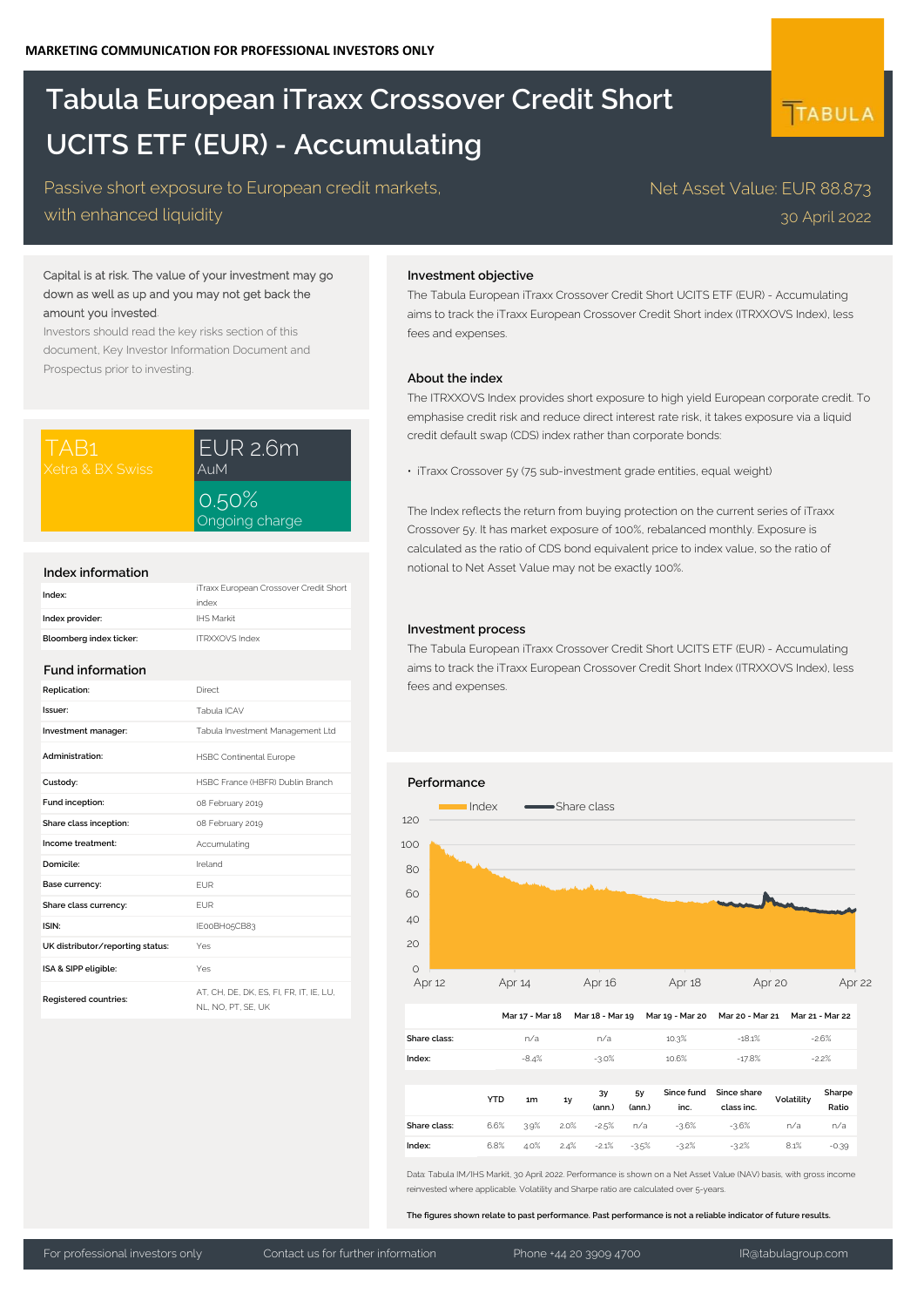MARKETING COMMUNICATION FOR PROFESSIONAL INVESTORS ONLY

# Tabula European iTraxx Crossover Credit Short UCITS ETF (EUR) - Accumulating

TABULA

Passive short exposure to European credit markets, with enhanced liquidity

Net Asset Value: EUR 88.873

30 April 2022

Capital is at risk. The value of your investment may go down as well as up and you may not get back the amount you invested.

Investors should read the key risks section of this document, Key Investor Information Document and Prospectus prior to investing.

| | |
|---|---|
| TAB1 Xetra & BX Swiss | EUR 2.6m AuM |
| | 0.50% Ongoing charge |

## Index information

| | |
|---|---|
| **Index:** | iTraxx European Crossover Credit Short index |
| **Index provider:** | IHS Markit |
| **Bloomberg index ticker:** | ITRXXOVS Index |

## Fund information

| | |
|---|---|
| **Replication:** | Direct |
| **Issuer:** | Tabula ICAV |
| **Investment manager:** | Tabula Investment Management Ltd |
| **Administration:** | HSBC Continental Europe |
| **Custody:** | HSBC France (HBFR) Dublin Branch |
| **Fund inception:** | 08 February 2019 |
| **Share class inception:** | 08 February 2019 |
| **Income treatment:** | Accumulating |
| **Domicile:** | Ireland |
| **Base currency:** | EUR |
| **Share class currency:** | EUR |
| **ISIN:** | IE00BH05CB83 |
| **UK distributor/reporting status:** | Yes |
| **ISA & SIPP eligible:** | Yes |
| **Registered countries:** | AT, CH, DE, DK, ES, FI, FR, IT, IE, LU, NL, NO, PT, SE, UK |

## Investment objective

The Tabula European iTraxx Crossover Credit Short UCITS ETF (EUR) - Accumulating aims to track the iTraxx European Crossover Credit Short index (ITRXXOVS Index), less fees and expenses.

## About the index

The ITRXXOVS Index provides short exposure to high yield European corporate credit. To emphasise credit risk and reduce direct interest rate risk, it takes exposure via a liquid credit default swap (CDS) index rather than corporate bonds:

- iTraxx Crossover 5y (75 sub-investment grade entities, equal weight)

The Index reflects the return from buying protection on the current series of iTraxx Crossover 5y. It has market exposure of 100%, rebalanced monthly. Exposure is calculated as the ratio of CDS bond equivalent price to index value, so the ratio of notional to Net Asset Value may not be exactly 100%.

## Investment process

The Tabula European iTraxx Crossover Credit Short UCITS ETF (EUR) - Accumulating aims to track the iTraxx European Crossover Credit Short Index (ITRXXOVS Index), less fees and expenses.

## Performance

| | Mar 17 - Mar 18 | Mar 18 - Mar 19 | Mar 19 - Mar 20 | Mar 20 - Mar 21 | Mar 21 - Mar 22 |
|---|---|---|---|---|---|
| **Share class:** | n/a | n/a | 10.3% | -18.1% | -2.6% |
| **Index:** | -8.4% | -3.0% | 10.6% | -17.8% | -2.2% |

| | YTD | 1m | 1y | 3y (ann.) | 5y (ann.) | Since fund inc. | Since share class inc. | Volatility | Sharpe Ratio |
|---|---|---|---|---|---|---|---|---|---|
| **Share class:** | 6.6% | 3.9% | 2.0% | -2.5% | n/a | -3.6% | -3.6% | n/a | n/a |
| **Index:** | 6.8% | 4.0% | 2.4% | -2.1% | -3.5% | -3.2% | -3.2% | 8.1% | -0.39 |

Data: Tabula IM/IHS Markit, 30 April 2022. Performance is shown on a Net Asset Value (NAV) basis, with gross income reinvested where applicable. Volatility and Sharpe ratio are calculated over 5-years.

**The figures shown relate to past performance. Past performance is not a reliable indicator of future results.**

For professional investors only | Contact us for further information | Phone +44 20 3909 4700 | IR@tabulagroup.com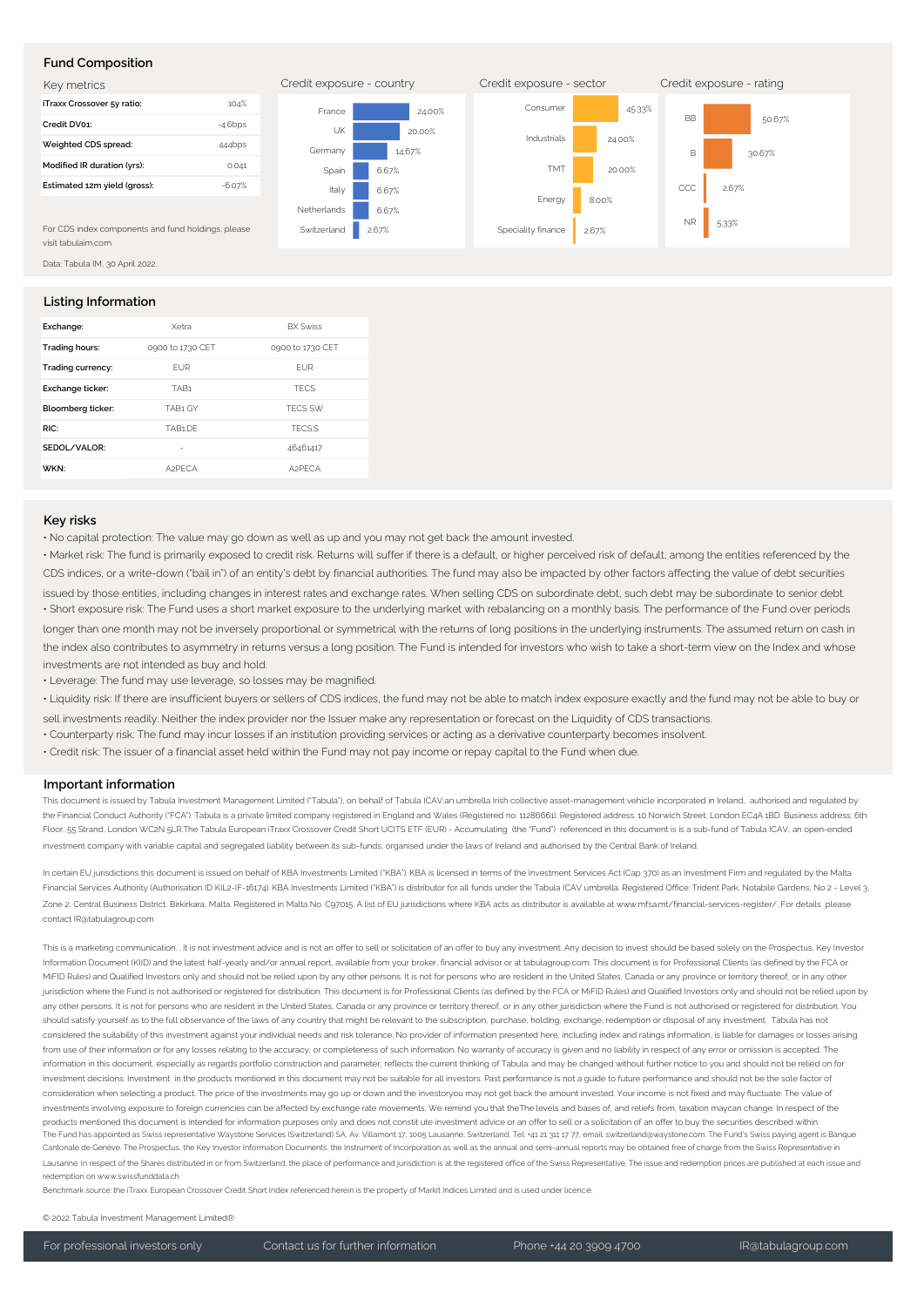## Fund Composition

### Key metrics

| | |
|---|---|
| iTraxx Crossover 5y ratio: | 104% |
| Credit DV01: | -4.6bps |
| Weighted CDS spread: | 444bps |
| Modified IR duration (yrs): | 0.041 |
| Estimated 12m yield (gross): | -6.07% |

For CDS index components and fund holdings, please visit tabulaim.com

Data: Tabula IM, 30 April 2022.

### Credit exposure - country

France 24.00%
UK 20.00%
Germany 14.67%
Spain 6.67%
Italy 6.67%
Netherlands 6.67%
Switzerland 2.67%

### Credit exposure - sector

Consumer 45.33%
Industrials 24.00%
TMT 20.00%
Energy 8.00%
Speciality finance 2.67%

### Credit exposure - rating

BB 50.67%
B 30.67%
CCC 2.67%
NR 5.33%

## Listing Information

| | | |
|---|---|---|
| Exchange: | Xetra | BX Swiss |
| Trading hours: | 0900 to 1730 CET | 0900 to 1730 CET |
| Trading currency: | EUR | EUR |
| Exchange ticker: | TAB1 | TECS |
| Bloomberg ticker: | TAB1 GY | TECS SW |
| RIC: | TAB1.DE | TECS.S |
| SEDOL/VALOR: | - | 46461417 |
| WKN: | A2PECA | A2PECA |

## Key risks

- No capital protection: The value may go down as well as up and you may not get back the amount invested.
- Market risk: The fund is primarily exposed to credit risk. Returns will suffer if there is a default, or higher perceived risk of default, among the entities referenced by the CDS indices, or a write-down ("bail in") of an entity's debt by financial authorities. The fund may also be impacted by other factors affecting the value of debt securities issued by those entities, including changes in interest rates and exchange rates. When selling CDS on subordinate debt, such debt may be subordinate to senior debt.
- Short exposure risk: The Fund uses a short market exposure to the underlying market with rebalancing on a monthly basis. The performance of the Fund over periods longer than one month may not be inversely proportional or symmetrical with the returns of long positions in the underlying instruments. The assumed return on cash in the index also contributes to asymmetry in returns versus a long position. The Fund is intended for investors who wish to take a short-term view on the Index and whose investments are not intended as buy and hold.
- Leverage: The fund may use leverage, so losses may be magnified.
- Liquidity risk: If there are insufficient buyers or sellers of CDS indices, the fund may not be able to match index exposure exactly and the fund may not be able to buy or sell investments readily. Neither the index provider nor the Issuer make any representation or forecast on the Liquidity of CDS transactions.
- Counterparty risk: The fund may incur losses if an institution providing services or acting as a derivative counterparty becomes insolvent.
- Credit risk: The issuer of a financial asset held within the Fund may not pay income or repay capital to the Fund when due.

## Important information

This document is issued by Tabula Investment Management Limited ("Tabula"), on behalf of Tabula ICAV,an umbrella Irish collective asset-management vehicle incorporated in Ireland, authorised and regulated by the Financial Conduct Authority ("FCA"). Tabula is a private limited company registered in England and Wales (Registered no. 11286661). Registered address: 10 Norwich Street, London EC4A 1BD. Business address: 6th Floor, 55 Strand, London WC2N 5LR.The Tabula European iTraxx Crossover Credit Short UCITS ETF (EUR) - Accumulating (the "Fund") referenced in this document is is a sub-fund of Tabula ICAV, an open-ended investment company with variable capital and segregated liability between its sub-funds, organised under the laws of Ireland and authorised by the Central Bank of Ireland.

In certain EU jurisdictions this document is issued on behalf of KBA Investments Limited ("KBA"). KBA is licensed in terms of the Investment Services Act (Cap 370) as an Investment Firm and regulated by the Malta Financial Services Authority (Authorisation ID KIL2-IF-16174). KBA Investments Limited ("KBA") is distributor for all funds under the Tabula ICAV umbrella. Registered Office: Trident Park, Notabile Gardens, No 2 - Level 3, Zone 2, Central Business District, Birkirkara, Malta. Registered in Malta No. C97015. A list of EU jurisdictions where KBA acts as distributor is available at www.mfsa.mt/financial-services-register/. For details please contact IR@tabulagroup.com

This is a marketing communication. . It is not investment advice and is not an offer to sell or solicitation of an offer to buy any investment. Any decision to invest should be based solely on the Prospectus, Key Investor Information Document (KIID) and the latest half-yearly and/or annual report, available from your broker, financial advisor or at tabulagroup.com. This document is for Professional Clients (as defined by the FCA or MiFID Rules) and Qualified Investors only and should not be relied upon by any other persons. It is not for persons who are resident in the United States, Canada or any province or territory thereof, or in any other jurisdiction where the Fund is not authorised or registered for distribution. This document is for Professional Clients (as defined by the FCA or MiFID Rules) and Qualified Investors only and should not be relied upon by any other persons. It is not for persons who are resident in the United States, Canada or any province or territory thereof, or in any other jurisdiction where the Fund is not authorised or registered for distribution. You should satisfy yourself as to the full observance of the laws of any country that might be relevant to the subscription, purchase, holding, exchange, redemption or disposal of any investment. Tabula has not considered the suitability of this investment against your individual needs and risk tolerance. No provider of information presented here, including index and ratings information, is liable for damages or losses arising from use of their information or for any losses relating to the accuracy, or completeness of such information. No warranty of accuracy is given and no liability in respect of any error or omission is accepted. The information in this document, especially as regards portfolio construction and parameter, reflects the current thinking of Tabula and may be changed without further notice to you and should not be relied on for investment decisions. Investment in the products mentioned in this document may not be suitable for all investors. Past performance is not a guide to future performance and should not be the sole factor of consideration when selecting a product. The price of the investments may go up or down and the investoryou may not get back the amount invested. Your income is not fixed and may fluctuate. The value of investments involving exposure to foreign currencies can be affected by exchange rate movements. We remind you that theThe levels and bases of, and reliefs from, taxation maycan change. In respect of the products mentioned this document is intended for information purposes only and does not constit ute investment advice or an offer to sell or a solicitation of an offer to buy the securities described within.
The Fund has appointed as Swiss representative Waystone Services (Switzerland) SA, Av. Villamont 17, 1005 Lausanne, Switzerland, Tel: +41 21 311 17 77, email: switzerland@waystone.com. The Fund's Swiss paying agent is Banque Cantonale de Genève. The Prospectus, the Key Investor Information Documents, the Instrument of Incorporation as well as the annual and semi-annual reports may be obtained free of charge from the Swiss Representative in Lausanne. In respect of the Shares distributed in or from Switzerland, the place of performance and jurisdiction is at the registered office of the Swiss Representative. The issue and redemption prices are published at each issue and redemption on www.swissfunddata.ch.
Benchmark source: the iTraxx European Crossover Credit Short Index referenced herein is the property of Markit Indices Limited and is used under licence.

© 2022 Tabula Investment Management Limited®

For professional investors only | Contact us for further information | Phone +44 20 3909 4700 | IR@tabulagroup.com